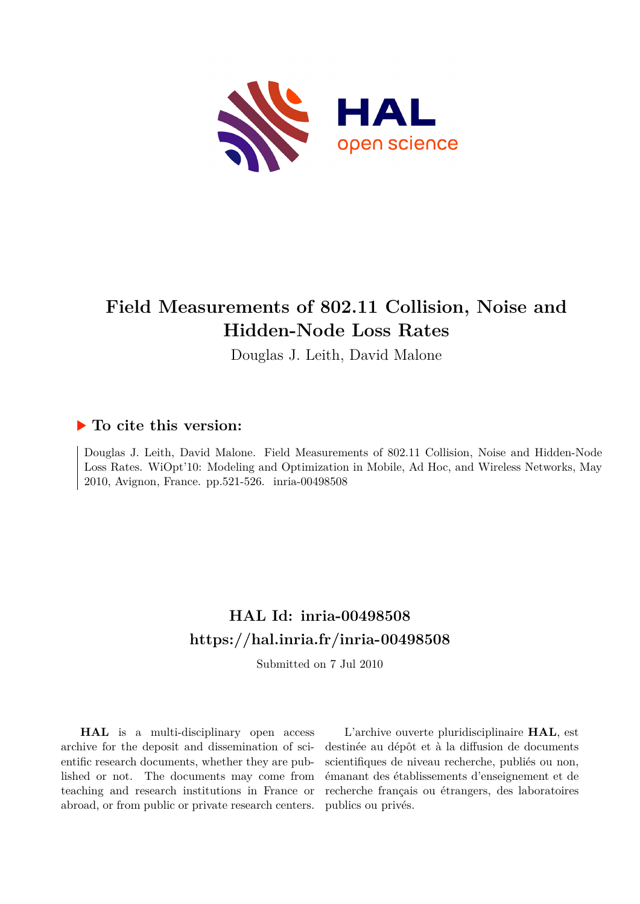# Field Measurements of 802.11 Collision, Noise and Hidden-Node Loss Rates

Douglas J. Leith, David Malone

## ▶ To cite this version:

Douglas J. Leith, David Malone. Field Measurements of 802.11 Collision, Noise and Hidden-Node Loss Rates. WiOpt'10: Modeling and Optimization in Mobile, Ad Hoc, and Wireless Networks, May 2010, Avignon, France. pp.521-526. inria-00498508

## HAL Id: inria-00498508

## https://hal.inria.fr/inria-00498508

Submitted on 7 Jul 2010

**HAL** is a multi-disciplinary open access archive for the deposit and dissemination of scientific research documents, whether they are published or not. The documents may come from teaching and research institutions in France or abroad, or from public or private research centers.

L'archive ouverte pluridisciplinaire **HAL**, est destinée au dépôt et à la diffusion de documents scientifiques de niveau recherche, publiés ou non, émanant des établissements d'enseignement et de recherche français ou étrangers, des laboratoires publics ou privés.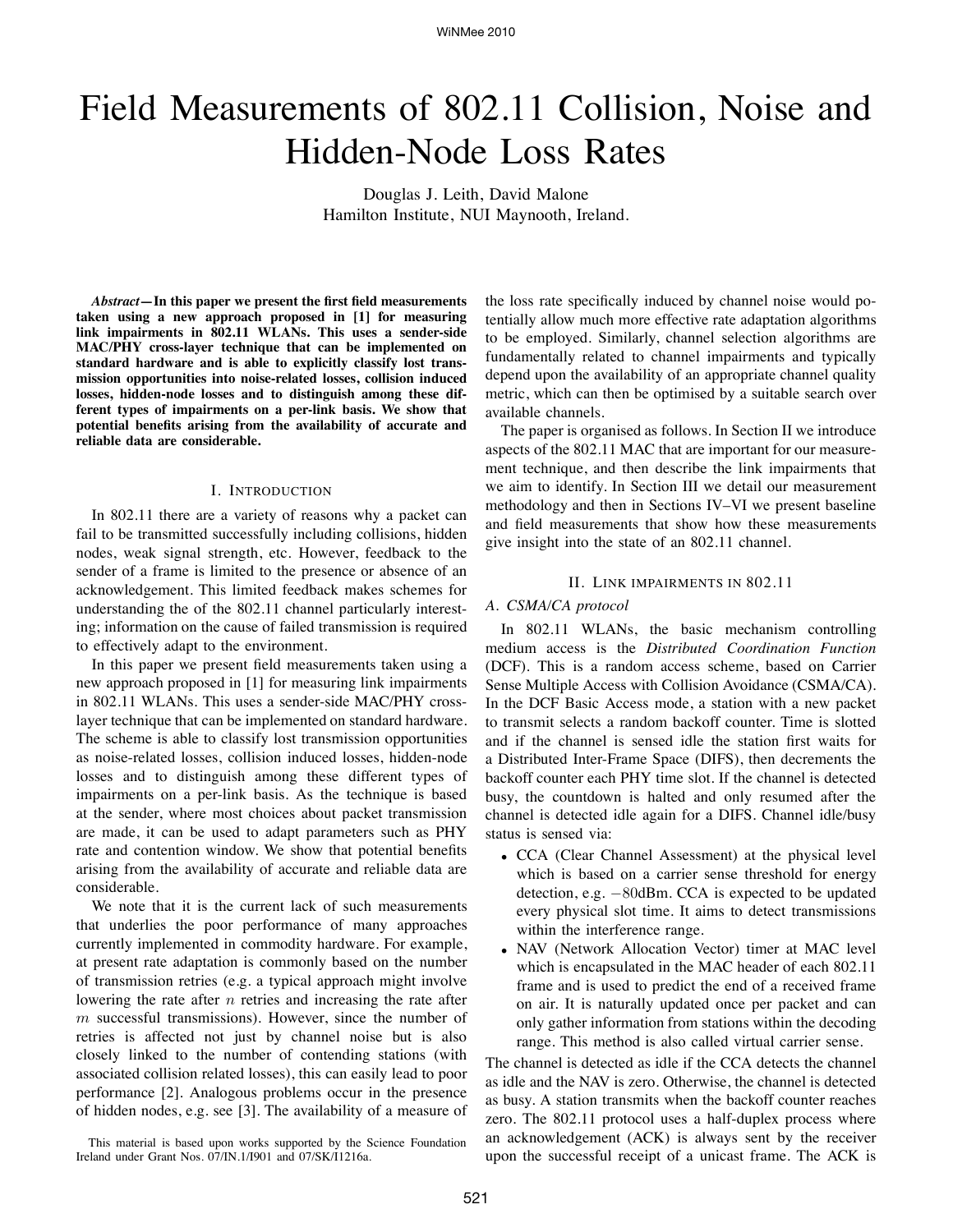# Field Measurements of 802.11 Collision, Noise and Hidden-Node Loss Rates

Douglas J. Leith, David Malone
Hamilton Institute, NUI Maynooth, Ireland.

***Abstract*—In this paper we present the first field measurements taken using a new approach proposed in [1] for measuring link impairments in 802.11 WLANs. This uses a sender-side MAC/PHY cross-layer technique that can be implemented on standard hardware and is able to explicitly classify lost transmission opportunities into noise-related losses, collision induced losses, hidden-node losses and to distinguish among these different types of impairments on a per-link basis. We show that potential benefits arising from the availability of accurate and reliable data are considerable.**

## I. Introduction

In 802.11 there are a variety of reasons why a packet can fail to be transmitted successfully including collisions, hidden nodes, weak signal strength, etc. However, feedback to the sender of a frame is limited to the presence or absence of an acknowledgement. This limited feedback makes schemes for understanding the of the 802.11 channel particularly interesting; information on the cause of failed transmission is required to effectively adapt to the environment.

In this paper we present field measurements taken using a new approach proposed in [1] for measuring link impairments in 802.11 WLANs. This uses a sender-side MAC/PHY cross-layer technique that can be implemented on standard hardware. The scheme is able to classify lost transmission opportunities as noise-related losses, collision induced losses, hidden-node losses and to distinguish among these different types of impairments on a per-link basis. As the technique is based at the sender, where most choices about packet transmission are made, it can be used to adapt parameters such as PHY rate and contention window. We show that potential benefits arising from the availability of accurate and reliable data are considerable.

We note that it is the current lack of such measurements that underlies the poor performance of many approaches currently implemented in commodity hardware. For example, at present rate adaptation is commonly based on the number of transmission retries (e.g. a typical approach might involve lowering the rate after $n$ retries and increasing the rate after $m$ successful transmissions). However, since the number of retries is affected not just by channel noise but is also closely linked to the number of contending stations (with associated collision related losses), this can easily lead to poor performance [2]. Analogous problems occur in the presence of hidden nodes, e.g. see [3]. The availability of a measure of the loss rate specifically induced by channel noise would potentially allow much more effective rate adaptation algorithms to be employed. Similarly, channel selection algorithms are fundamentally related to channel impairments and typically depend upon the availability of an appropriate channel quality metric, which can then be optimised by a suitable search over available channels.

The paper is organised as follows. In Section II we introduce aspects of the 802.11 MAC that are important for our measurement technique, and then describe the link impairments that we aim to identify. In Section III we detail our measurement methodology and then in Sections IV–VI we present baseline and field measurements that show how these measurements give insight into the state of an 802.11 channel.

This material is based upon works supported by the Science Foundation Ireland under Grant Nos. 07/IN.1/I901 and 07/SK/I1216a.

## II. Link impairments in 802.11

### A. CSMA/CA protocol

In 802.11 WLANs, the basic mechanism controlling medium access is the *Distributed Coordination Function* (DCF). This is a random access scheme, based on Carrier Sense Multiple Access with Collision Avoidance (CSMA/CA). In the DCF Basic Access mode, a station with a new packet to transmit selects a random backoff counter. Time is slotted and if the channel is sensed idle the station first waits for a Distributed Inter-Frame Space (DIFS), then decrements the backoff counter each PHY time slot. If the channel is detected busy, the countdown is halted and only resumed after the channel is detected idle again for a DIFS. Channel idle/busy status is sensed via:

- CCA (Clear Channel Assessment) at the physical level which is based on a carrier sense threshold for energy detection, e.g. $-80$dBm. CCA is expected to be updated every physical slot time. It aims to detect transmissions within the interference range.
- NAV (Network Allocation Vector) timer at MAC level which is encapsulated in the MAC header of each 802.11 frame and is used to predict the end of a received frame on air. It is naturally updated once per packet and can only gather information from stations within the decoding range. This method is also called virtual carrier sense.

The channel is detected as idle if the CCA detects the channel as idle and the NAV is zero. Otherwise, the channel is detected as busy. A station transmits when the backoff counter reaches zero. The 802.11 protocol uses a half-duplex process where an acknowledgement (ACK) is always sent by the receiver upon the successful receipt of a unicast frame. The ACK is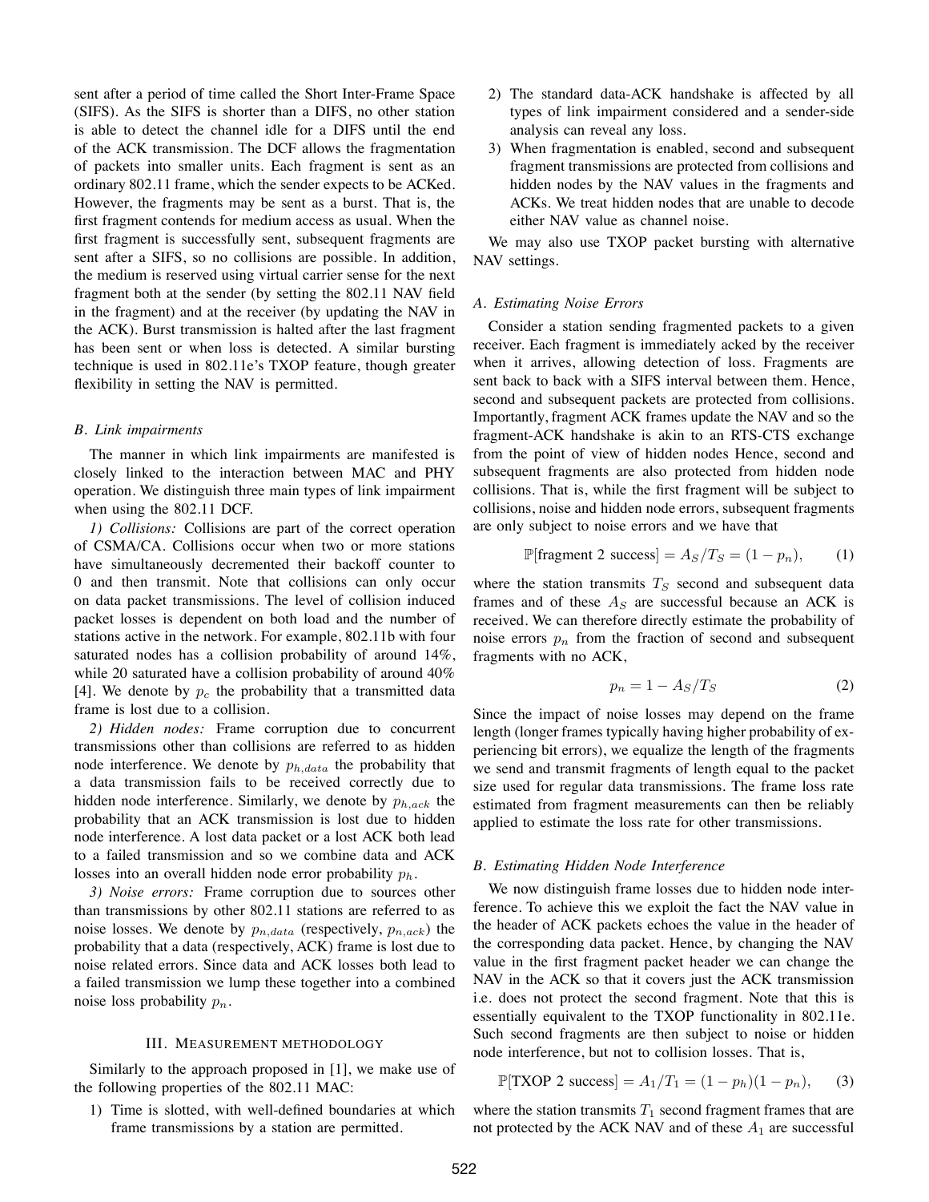sent after a period of time called the Short Inter-Frame Space (SIFS). As the SIFS is shorter than a DIFS, no other station is able to detect the channel idle for a DIFS until the end of the ACK transmission. The DCF allows the fragmentation of packets into smaller units. Each fragment is sent as an ordinary 802.11 frame, which the sender expects to be ACKed. However, the fragments may be sent as a burst. That is, the first fragment contends for medium access as usual. When the first fragment is successfully sent, subsequent fragments are sent after a SIFS, so no collisions are possible. In addition, the medium is reserved using virtual carrier sense for the next fragment both at the sender (by setting the 802.11 NAV field in the fragment) and at the receiver (by updating the NAV in the ACK). Burst transmission is halted after the last fragment has been sent or when loss is detected. A similar bursting technique is used in 802.11e's TXOP feature, though greater flexibility in setting the NAV is permitted.

### B. Link impairments

The manner in which link impairments are manifested is closely linked to the interaction between MAC and PHY operation. We distinguish three main types of link impairment when using the 802.11 DCF.

*1) Collisions:* Collisions are part of the correct operation of CSMA/CA. Collisions occur when two or more stations have simultaneously decremented their backoff counter to 0 and then transmit. Note that collisions can only occur on data packet transmissions. The level of collision induced packet losses is dependent on both load and the number of stations active in the network. For example, 802.11b with four saturated nodes has a collision probability of around 14%, while 20 saturated have a collision probability of around 40% [4]. We denote by $p_c$ the probability that a transmitted data frame is lost due to a collision.

*2) Hidden nodes:* Frame corruption due to concurrent transmissions other than collisions are referred to as hidden node interference. We denote by $p_{h,data}$ the probability that a data transmission fails to be received correctly due to hidden node interference. Similarly, we denote by $p_{h,ack}$ the probability that an ACK transmission is lost due to hidden node interference. A lost data packet or a lost ACK both lead to a failed transmission and so we combine data and ACK losses into an overall hidden node error probability $p_h$.

*3) Noise errors:* Frame corruption due to sources other than transmissions by other 802.11 stations are referred to as noise losses. We denote by $p_{n,data}$ (respectively, $p_{n,ack}$) the probability that a data (respectively, ACK) frame is lost due to noise related errors. Since data and ACK losses both lead to a failed transmission we lump these together into a combined noise loss probability $p_n$.

## III. Measurement methodology

Similarly to the approach proposed in [1], we make use of the following properties of the 802.11 MAC:

1) Time is slotted, with well-defined boundaries at which frame transmissions by a station are permitted.
2) The standard data-ACK handshake is affected by all types of link impairment considered and a sender-side analysis can reveal any loss.
3) When fragmentation is enabled, second and subsequent fragment transmissions are protected from collisions and hidden nodes by the NAV values in the fragments and ACKs. We treat hidden nodes that are unable to decode either NAV value as channel noise.

We may also use TXOP packet bursting with alternative NAV settings.

### A. Estimating Noise Errors

Consider a station sending fragmented packets to a given receiver. Each fragment is immediately acked by the receiver when it arrives, allowing detection of loss. Fragments are sent back to back with a SIFS interval between them. Hence, second and subsequent packets are protected from collisions. Importantly, fragment ACK frames update the NAV and so the fragment-ACK handshake is akin to an RTS-CTS exchange from the point of view of hidden nodes Hence, second and subsequent fragments are also protected from hidden node collisions. That is, while the first fragment will be subject to collisions, noise and hidden node errors, subsequent fragments are only subject to noise errors and we have that

$$\mathbb{P}[\text{fragment 2 success}] = A_S/T_S = (1-p_n), \qquad (1)$$

where the station transmits $T_S$ second and subsequent data frames and of these $A_S$ are successful because an ACK is received. We can therefore directly estimate the probability of noise errors $p_n$ from the fraction of second and subsequent fragments with no ACK,

$$p_n = 1 - A_S/T_S \qquad (2)$$

Since the impact of noise losses may depend on the frame length (longer frames typically having higher probability of experiencing bit errors), we equalize the length of the fragments we send and transmit fragments of length equal to the packet size used for regular data transmissions. The frame loss rate estimated from fragment measurements can then be reliably applied to estimate the loss rate for other transmissions.

### B. Estimating Hidden Node Interference

We now distinguish frame losses due to hidden node interference. To achieve this we exploit the fact the NAV value in the header of ACK packets echoes the value in the header of the corresponding data packet. Hence, by changing the NAV value in the first fragment packet header we can change the NAV in the ACK so that it covers just the ACK transmission i.e. does not protect the second fragment. Note that this is essentially equivalent to the TXOP functionality in 802.11e. Such second fragments are then subject to noise or hidden node interference, but not to collision losses. That is,

$$\mathbb{P}[\text{TXOP 2 success}] = A_1/T_1 = (1-p_h)(1-p_n), \qquad (3)$$

where the station transmits $T_1$ second fragment frames that are not protected by the ACK NAV and of these $A_1$ are successful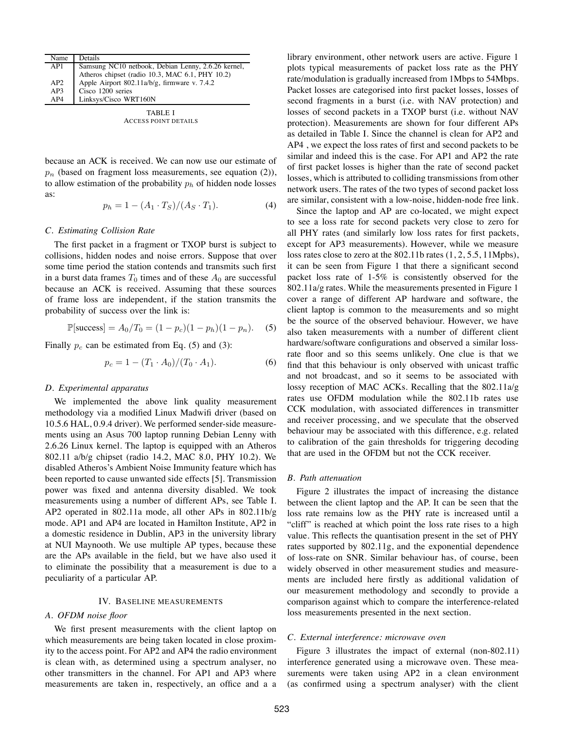| Name | Details |
|---|---|
| AP1 | Samsung NC10 netbook, Debian Lenny, 2.6.26 kernel, Atheros chipset (radio 10.3, MAC 6.1, PHY 10.2) |
| AP2 | Apple Airport 802.11a/b/g, firmware v. 7.4.2 |
| AP3 | Cisco 1200 series |
| AP4 | Linksys/Cisco WRT160N |

TABLE I
ACCESS POINT DETAILS

because an ACK is received. We can now use our estimate of $p_n$ (based on fragment loss measurements, see equation (2)), to allow estimation of the probability $p_h$ of hidden node losses as:

$$p_h = 1 - (A_1 \cdot T_S)/(A_S \cdot T_1). \tag{4}$$

### *C. Estimating Collision Rate*

The first packet in a fragment or TXOP burst is subject to collisions, hidden nodes and noise errors. Suppose that over some time period the station contends and transmits such first in a burst data frames $T_0$ times and of these $A_0$ are successful because an ACK is received. Assuming that these sources of frame loss are independent, if the station transmits the probability of success over the link is:

$$\mathbb{P}[\text{success}] = A_0/T_0 = (1 - p_c)(1 - p_h)(1 - p_n). \tag{5}$$

Finally $p_c$ can be estimated from Eq. (5) and (3):

$$p_c = 1 - (T_1 \cdot A_0)/(T_0 \cdot A_1). \tag{6}$$

### *D. Experimental apparatus*

We implemented the above link quality measurement methodology via a modified Linux Madwifi driver (based on 10.5.6 HAL, 0.9.4 driver). We performed sender-side measurements using an Asus 700 laptop running Debian Lenny with 2.6.26 Linux kernel. The laptop is equipped with an Atheros 802.11 a/b/g chipset (radio 14.2, MAC 8.0, PHY 10.2). We disabled Atheros's Ambient Noise Immunity feature which has been reported to cause unwanted side effects [5]. Transmission power was fixed and antenna diversity disabled. We took measurements using a number of different APs, see Table I. AP2 operated in 802.11a mode, all other APs in 802.11b/g mode. AP1 and AP4 are located in Hamilton Institute, AP2 in a domestic residence in Dublin, AP3 in the university library at NUI Maynooth. We use multiple AP types, because these are the APs available in the field, but we have also used it to eliminate the possibility that a measurement is due to a peculiarity of a particular AP.

## IV. Baseline measurements

### *A. OFDM noise floor*

We first present measurements with the client laptop on which measurements are being taken located in close proximity to the access point. For AP2 and AP4 the radio environment is clean with, as determined using a spectrum analyser, no other transmitters in the channel. For AP1 and AP3 where measurements are taken in, respectively, an office and a a library environment, other network users are active. Figure 1 plots typical measurements of packet loss rate as the PHY rate/modulation is gradually increased from 1Mbps to 54Mbps. Packet losses are categorised into first packet losses, losses of second fragments in a burst (i.e. with NAV protection) and losses of second packets in a TXOP burst (i.e. without NAV protection). Measurements are shown for four different APs as detailed in Table I. Since the channel is clean for AP2 and AP4 , we expect the loss rates of first and second packets to be similar and indeed this is the case. For AP1 and AP2 the rate of first packet losses is higher than the rate of second packet losses, which is attributed to colliding transmissions from other network users. The rates of the two types of second packet loss are similar, consistent with a low-noise, hidden-node free link.

Since the laptop and AP are co-located, we might expect to see a loss rate for second packets very close to zero for all PHY rates (and similarly low loss rates for first packets, except for AP3 measurements). However, while we measure loss rates close to zero at the 802.11b rates (1, 2, 5.5, 11Mpbs), it can be seen from Figure 1 that there a significant second packet loss rate of 1-5% is consistently observed for the 802.11a/g rates. While the measurements presented in Figure 1 cover a range of different AP hardware and software, the client laptop is common to the measurements and so might be the source of the observed behaviour. However, we have also taken measurements with a number of different client hardware/software configurations and observed a similar loss-rate floor and so this seems unlikely. One clue is that we find that this behaviour is only observed with unicast traffic and not broadcast, and so it seems to be associated with lossy reception of MAC ACKs. Recalling that the 802.11a/g rates use OFDM modulation while the 802.11b rates use CCK modulation, with associated differences in transmitter and receiver processing, and we speculate that the observed behaviour may be associated with this difference, e.g. related to calibration of the gain thresholds for triggering decoding that are used in the OFDM but not the CCK receiver.

### *B. Path attenuation*

Figure 2 illustrates the impact of increasing the distance between the client laptop and the AP. It can be seen that the loss rate remains low as the PHY rate is increased until a "cliff" is reached at which point the loss rate rises to a high value. This reflects the quantisation present in the set of PHY rates supported by 802.11g, and the exponential dependence of loss-rate on SNR. Similar behaviour has, of course, been widely observed in other measurement studies and measurements are included here firstly as additional validation of our measurement methodology and secondly to provide a comparison against which to compare the interference-related loss measurements presented in the next section.

### *C. External interference: microwave oven*

Figure 3 illustrates the impact of external (non-802.11) interference generated using a microwave oven. These measurements were taken using AP2 in a clean environment (as confirmed using a spectrum analyser) with the client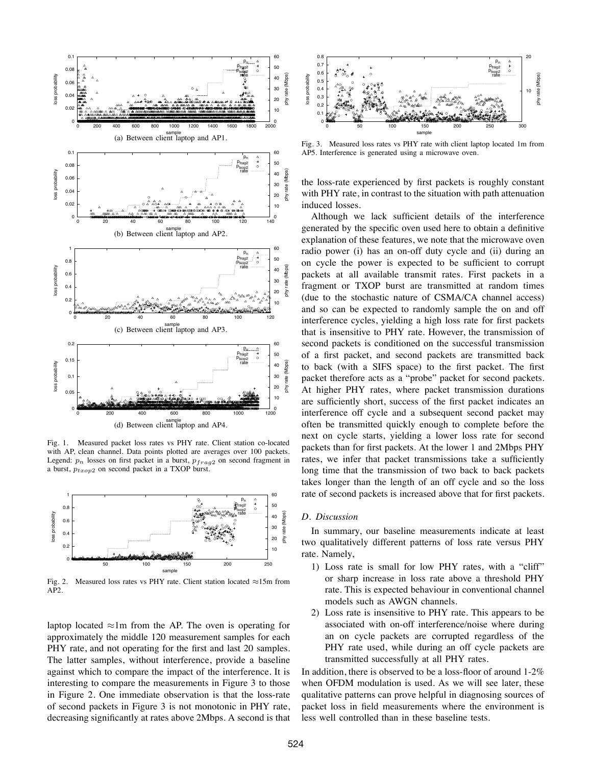(a) Between client laptop and AP1.

(b) Between client laptop and AP2.

(c) Between client laptop and AP3.

(d) Between client laptop and AP4.

Fig. 1. Measured packet loss rates vs PHY rate. Client station co-located with AP, clean channel. Data points plotted are averages over 100 packets. Legend: $p_n$ losses on first packet in a burst, $p_{frag2}$ on second fragment in a burst, $p_{txop2}$ on second packet in a TXOP burst.

Fig. 2. Measured loss rates vs PHY rate. Client station located ≈15m from AP2.

laptop located ≈1m from the AP. The oven is operating for approximately the middle 120 measurement samples for each PHY rate, and not operating for the first and last 20 samples. The latter samples, without interference, provide a baseline against which to compare the impact of the interference. It is interesting to compare the measurements in Figure 3 to those in Figure 2. One immediate observation is that the loss-rate of second packets in Figure 3 is not monotonic in PHY rate, decreasing significantly at rates above 2Mbps. A second is that

Fig. 3. Measured loss rates vs PHY rate with client laptop located 1m from AP5. Interference is generated using a microwave oven.

the loss-rate experienced by first packets is roughly constant with PHY rate, in contrast to the situation with path attenuation induced losses.

Although we lack sufficient details of the interference generated by the specific oven used here to obtain a definitive explanation of these features, we note that the microwave oven radio power (i) has an on-off duty cycle and (ii) during an on cycle the power is expected to be sufficient to corrupt packets at all available transmit rates. First packets in a fragment or TXOP burst are transmitted at random times (due to the stochastic nature of CSMA/CA channel access) and so can be expected to randomly sample the on and off interference cycles, yielding a high loss rate for first packets that is insensitive to PHY rate. However, the transmission of second packets is conditioned on the successful transmission of a first packet, and second packets are transmitted back to back (with a SIFS space) to the first packet. The first packet therefore acts as a "probe" packet for second packets. At higher PHY rates, where packet transmission durations are sufficiently short, success of the first packet indicates an interference off cycle and a subsequent second packet may often be transmitted quickly enough to complete before the next on cycle starts, yielding a lower loss rate for second packets than for first packets. At the lower 1 and 2Mbps PHY rates, we infer that packet transmissions take a sufficiently long time that the transmission of two back to back packets takes longer than the length of an off cycle and so the loss rate of second packets is increased above that for first packets.

### *D. Discussion*

In summary, our baseline measurements indicate at least two qualitatively different patterns of loss rate versus PHY rate. Namely,

1) Loss rate is small for low PHY rates, with a "cliff" or sharp increase in loss rate above a threshold PHY rate. This is expected behaviour in conventional channel models such as AWGN channels.
2) Loss rate is insensitive to PHY rate. This appears to be associated with on-off interference/noise where during an on cycle packets are corrupted regardless of the PHY rate used, while during an off cycle packets are transmitted successfully at all PHY rates.

In addition, there is observed to be a loss-floor of around 1-2% when OFDM modulation is used. As we will see later, these qualitative patterns can prove helpful in diagnosing sources of packet loss in field measurements where the environment is less well controlled than in these baseline tests.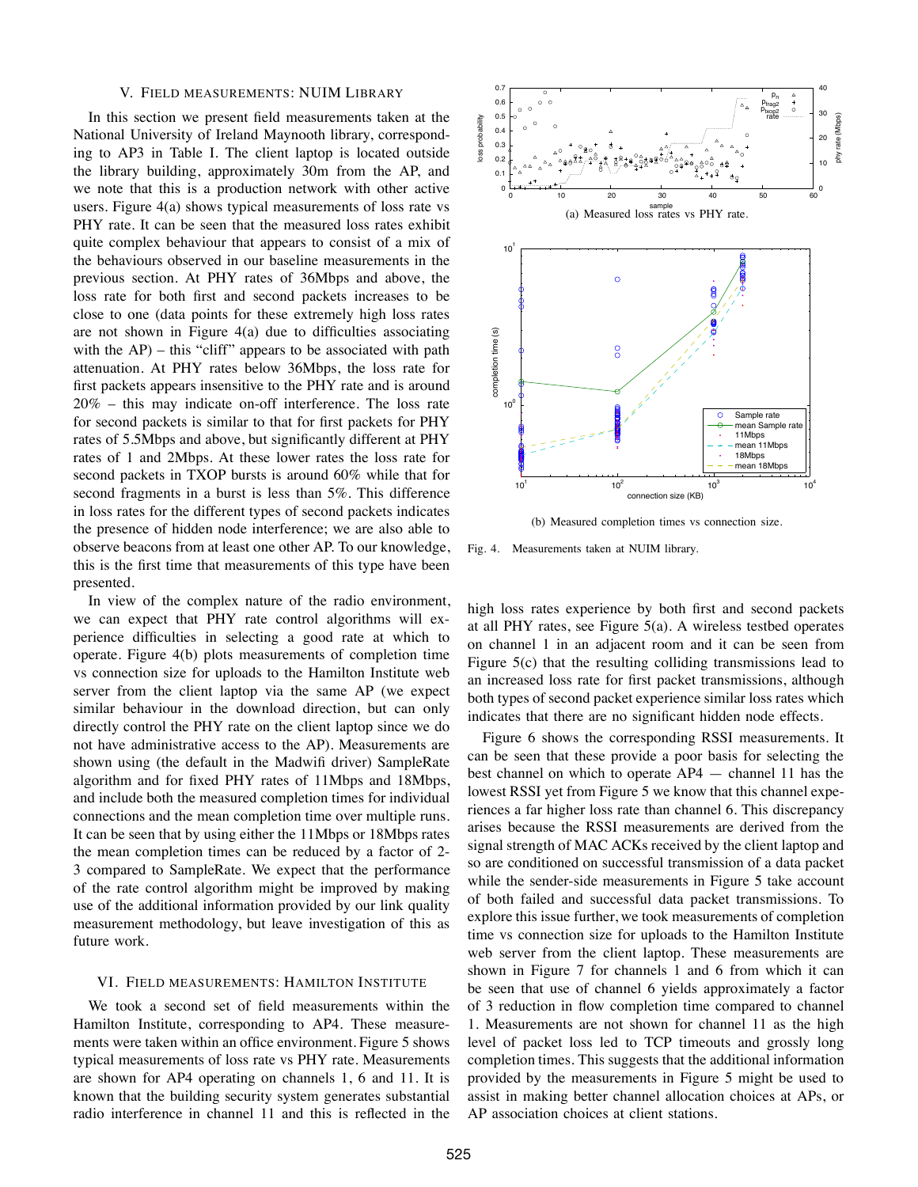## V. Field measurements: NUIM Library

In this section we present field measurements taken at the National University of Ireland Maynooth library, corresponding to AP3 in Table I. The client laptop is located outside the library building, approximately 30m from the AP, and we note that this is a production network with other active users. Figure 4(a) shows typical measurements of loss rate vs PHY rate. It can be seen that the measured loss rates exhibit quite complex behaviour that appears to consist of a mix of the behaviours observed in our baseline measurements in the previous section. At PHY rates of 36Mbps and above, the loss rate for both first and second packets increases to be close to one (data points for these extremely high loss rates are not shown in Figure 4(a) due to difficulties associating with the AP) – this "cliff" appears to be associated with path attenuation. At PHY rates below 36Mbps, the loss rate for first packets appears insensitive to the PHY rate and is around 20% – this may indicate on-off interference. The loss rate for second packets is similar to that for first packets for PHY rates of 5.5Mbps and above, but significantly different at PHY rates of 1 and 2Mbps. At these lower rates the loss rate for second packets in TXOP bursts is around 60% while that for second fragments in a burst is less than 5%. This difference in loss rates for the different types of second packets indicates the presence of hidden node interference; we are also able to observe beacons from at least one other AP. To our knowledge, this is the first time that measurements of this type have been presented.

In view of the complex nature of the radio environment, we can expect that PHY rate control algorithms will experience difficulties in selecting a good rate at which to operate. Figure 4(b) plots measurements of completion time vs connection size for uploads to the Hamilton Institute web server from the client laptop via the same AP (we expect similar behaviour in the download direction, but can only directly control the PHY rate on the client laptop since we do not have administrative access to the AP). Measurements are shown using (the default in the Madwifi driver) SampleRate algorithm and for fixed PHY rates of 11Mbps and 18Mbps, and include both the measured completion times for individual connections and the mean completion time over multiple runs. It can be seen that by using either the 11Mbps or 18Mbps rates the mean completion times can be reduced by a factor of 2-3 compared to SampleRate. We expect that the performance of the rate control algorithm might be improved by making use of the additional information provided by our link quality measurement methodology, but leave investigation of this as future work.

(a) Measured loss rates vs PHY rate.

(b) Measured completion times vs connection size.

Fig. 4. Measurements taken at NUIM library.

## VI. Field measurements: Hamilton Institute

We took a second set of field measurements within the Hamilton Institute, corresponding to AP4. These measurements were taken within an office environment. Figure 5 shows typical measurements of loss rate vs PHY rate. Measurements are shown for AP4 operating on channels 1, 6 and 11. It is known that the building security system generates substantial radio interference in channel 11 and this is reflected in the high loss rates experience by both first and second packets at all PHY rates, see Figure 5(a). A wireless testbed operates on channel 1 in an adjacent room and it can be seen from Figure 5(c) that the resulting colliding transmissions lead to an increased loss rate for first packet transmissions, although both types of second packet experience similar loss rates which indicates that there are no significant hidden node effects.

Figure 6 shows the corresponding RSSI measurements. It can be seen that these provide a poor basis for selecting the best channel on which to operate AP4 — channel 11 has the lowest RSSI yet from Figure 5 we know that this channel experiences a far higher loss rate than channel 6. This discrepancy arises because the RSSI measurements are derived from the signal strength of MAC ACKs received by the client laptop and so are conditioned on successful transmission of a data packet while the sender-side measurements in Figure 5 take account of both failed and successful data packet transmissions. To explore this issue further, we took measurements of completion time vs connection size for uploads to the Hamilton Institute web server from the client laptop. These measurements are shown in Figure 7 for channels 1 and 6 from which it can be seen that use of channel 6 yields approximately a factor of 3 reduction in flow completion time compared to channel 1. Measurements are not shown for channel 11 as the high level of packet loss led to TCP timeouts and grossly long completion times. This suggests that the additional information provided by the measurements in Figure 5 might be used to assist in making better channel allocation choices at APs, or AP association choices at client stations.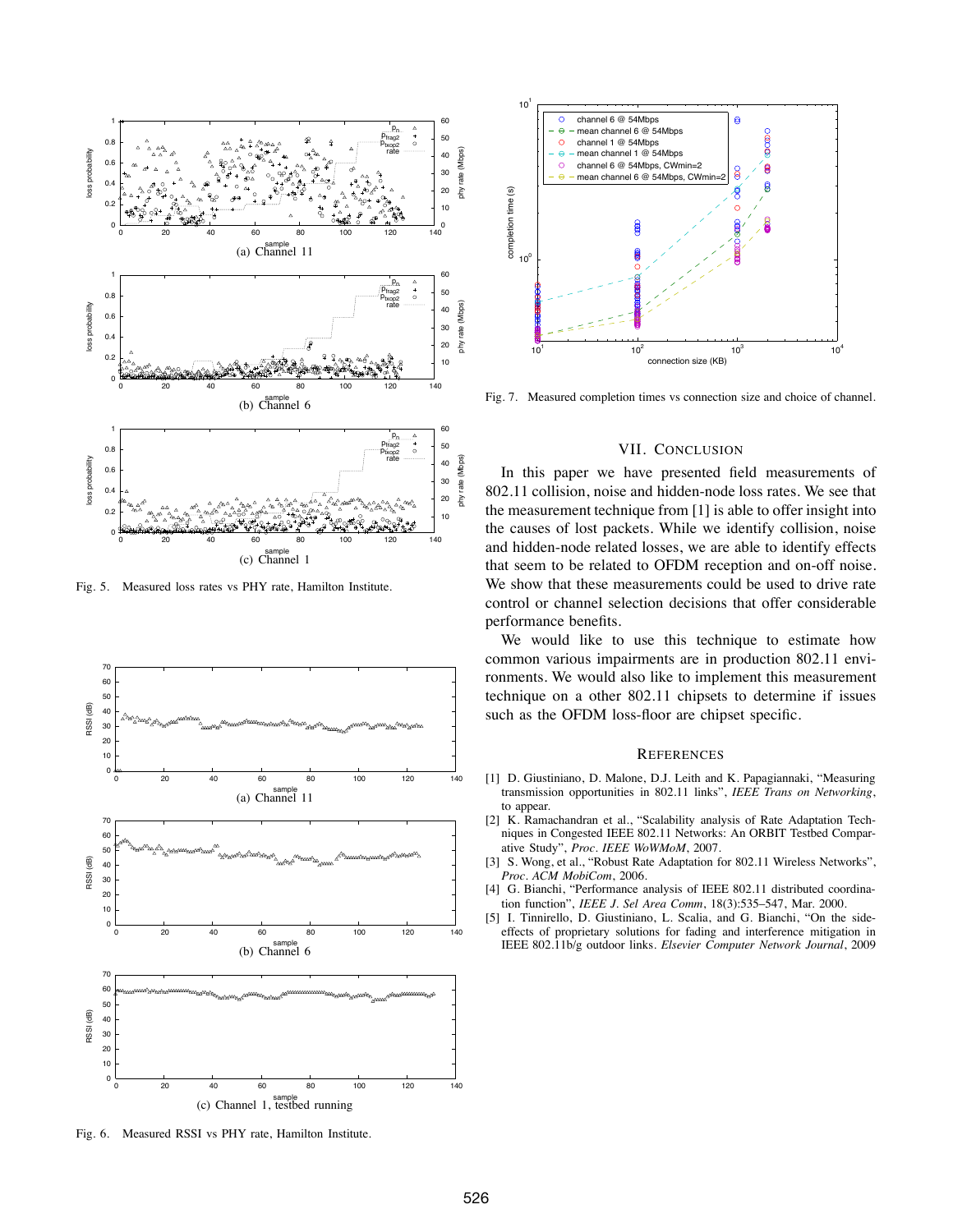loss probability

phy rate (Mbps)

$p_n$
$p_{frag2}$
$p_{txop2}$
rate

sample

(a) Channel 11

(b) Channel 6

(c) Channel 1

Fig. 5. Measured loss rates vs PHY rate, Hamilton Institute.

RSSI (dB)

sample

(a) Channel 11

(b) Channel 6

(c) Channel 1, testbed running

Fig. 6. Measured RSSI vs PHY rate, Hamilton Institute.

completion time (s)

connection size (KB)

channel 6 @ 54Mbps
mean channel 6 @ 54Mbps
channel 1 @ 54Mbps
mean channel 1 @ 54Mbps
channel 6 @ 54Mbps, CWmin=2
mean channel 6 @ 54Mbps, CWmin=2

Fig. 7. Measured completion times vs connection size and choice of channel.

## VII. Conclusion

In this paper we have presented field measurements of 802.11 collision, noise and hidden-node loss rates. We see that the measurement technique from [1] is able to offer insight into the causes of lost packets. While we identify collision, noise and hidden-node related losses, we are able to identify effects that seem to be related to OFDM reception and on-off noise. We show that these measurements could be used to drive rate control or channel selection decisions that offer considerable performance benefits.

We would like to use this technique to estimate how common various impairments are in production 802.11 environments. We would also like to implement this measurement technique on a other 802.11 chipsets to determine if issues such as the OFDM loss-floor are chipset specific.

## References

[1] D. Giustiniano, D. Malone, D.J. Leith and K. Papagiannaki, "Measuring transmission opportunities in 802.11 links", *IEEE Trans on Networking*, to appear.

[2] K. Ramachandran et al., "Scalability analysis of Rate Adaptation Techniques in Congested IEEE 802.11 Networks: An ORBIT Testbed Comparative Study", *Proc. IEEE WoWMoM*, 2007.

[3] S. Wong, et al., "Robust Rate Adaptation for 802.11 Wireless Networks", *Proc. ACM MobiCom*, 2006.

[4] G. Bianchi, "Performance analysis of IEEE 802.11 distributed coordination function", *IEEE J. Sel Area Comm*, 18(3):535–547, Mar. 2000.

[5] I. Tinnirello, D. Giustiniano, L. Scalia, and G. Bianchi, "On the side-effects of proprietary solutions for fading and interference mitigation in IEEE 802.11b/g outdoor links. *Elsevier Computer Network Journal*, 2009